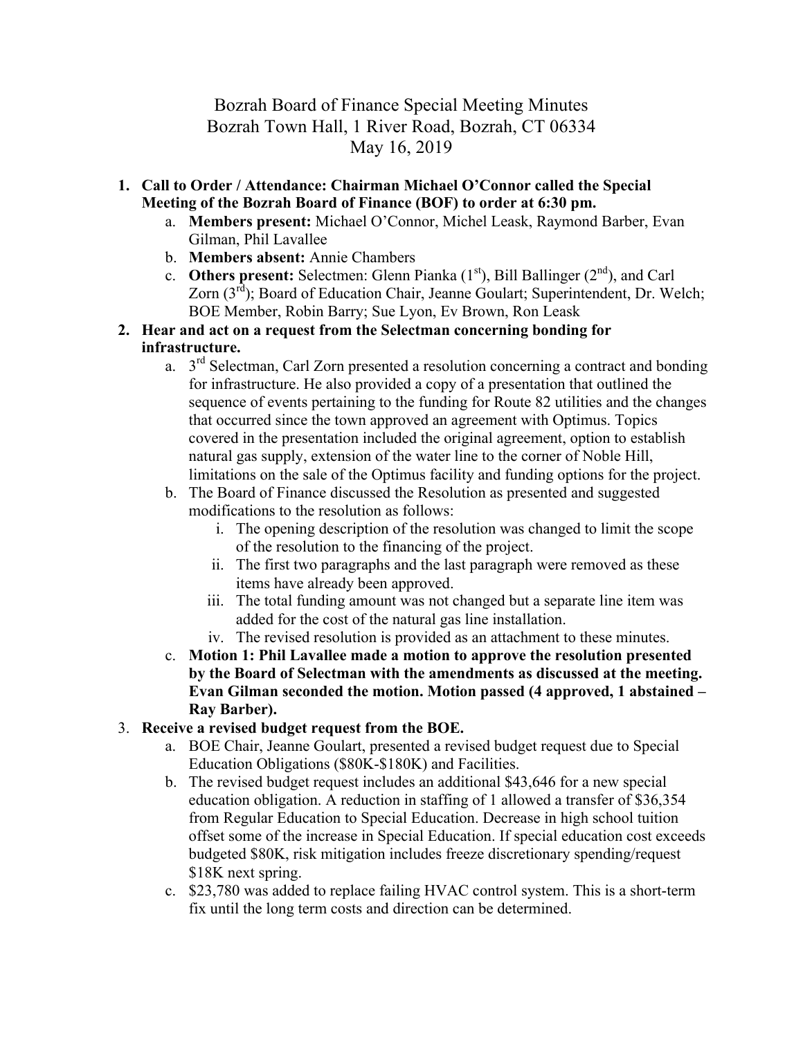# Bozrah Board of Finance Special Meeting Minutes
## Bozrah Town Hall, 1 River Road, Bozrah, CT 06334
## May 16, 2019

1. **Call to Order / Attendance: Chairman Michael O'Connor called the Special Meeting of the Bozrah Board of Finance (BOF) to order at 6:30 pm.**
   a. **Members present:** Michael O'Connor, Michel Leask, Raymond Barber, Evan Gilman, Phil Lavallee
   b. **Members absent:** Annie Chambers
   c. **Others present:** Selectmen: Glenn Pianka (1st), Bill Ballinger (2nd), and Carl Zorn (3rd); Board of Education Chair, Jeanne Goulart; Superintendent, Dr. Welch; BOE Member, Robin Barry; Sue Lyon, Ev Brown, Ron Leask
2. **Hear and act on a request from the Selectman concerning bonding for infrastructure.**
   a. 3rd Selectman, Carl Zorn presented a resolution concerning a contract and bonding for infrastructure. He also provided a copy of a presentation that outlined the sequence of events pertaining to the funding for Route 82 utilities and the changes that occurred since the town approved an agreement with Optimus. Topics covered in the presentation included the original agreement, option to establish natural gas supply, extension of the water line to the corner of Noble Hill, limitations on the sale of the Optimus facility and funding options for the project.
   b. The Board of Finance discussed the Resolution as presented and suggested modifications to the resolution as follows:
      i. The opening description of the resolution was changed to limit the scope of the resolution to the financing of the project.
      ii. The first two paragraphs and the last paragraph were removed as these items have already been approved.
      iii. The total funding amount was not changed but a separate line item was added for the cost of the natural gas line installation.
      iv. The revised resolution is provided as an attachment to these minutes.
   c. **Motion 1: Phil Lavallee made a motion to approve the resolution presented by the Board of Selectman with the amendments as discussed at the meeting. Evan Gilman seconded the motion. Motion passed (4 approved, 1 abstained – Ray Barber).**
3. **Receive a revised budget request from the BOE.**
   a. BOE Chair, Jeanne Goulart, presented a revised budget request due to Special Education Obligations ($80K-$180K) and Facilities.
   b. The revised budget request includes an additional $43,646 for a new special education obligation. A reduction in staffing of 1 allowed a transfer of $36,354 from Regular Education to Special Education. Decrease in high school tuition offset some of the increase in Special Education. If special education cost exceeds budgeted $80K, risk mitigation includes freeze discretionary spending/request $18K next spring.
   c. $23,780 was added to replace failing HVAC control system. This is a short-term fix until the long term costs and direction can be determined.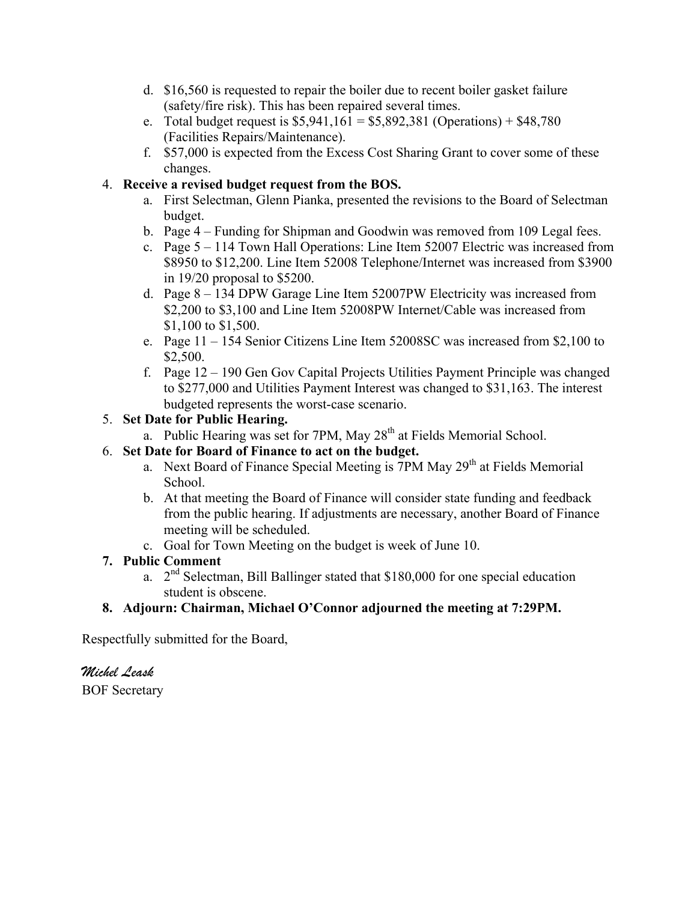d. $16,560 is requested to repair the boiler due to recent boiler gasket failure (safety/fire risk). This has been repaired several times.
e. Total budget request is $5,941,161 = $5,892,381 (Operations) + $48,780 (Facilities Repairs/Maintenance).
f. $57,000 is expected from the Excess Cost Sharing Grant to cover some of these changes.

4. **Receive a revised budget request from the BOS.**
   a. First Selectman, Glenn Pianka, presented the revisions to the Board of Selectman budget.
   b. Page 4 – Funding for Shipman and Goodwin was removed from 109 Legal fees.
   c. Page 5 – 114 Town Hall Operations: Line Item 52007 Electric was increased from $8950 to $12,200. Line Item 52008 Telephone/Internet was increased from $3900 in 19/20 proposal to $5200.
   d. Page 8 – 134 DPW Garage Line Item 52007PW Electricity was increased from $2,200 to $3,100 and Line Item 52008PW Internet/Cable was increased from $1,100 to $1,500.
   e. Page 11 – 154 Senior Citizens Line Item 52008SC was increased from $2,100 to $2,500.
   f. Page 12 – 190 Gen Gov Capital Projects Utilities Payment Principle was changed to $277,000 and Utilities Payment Interest was changed to $31,163. The interest budgeted represents the worst-case scenario.
5. **Set Date for Public Hearing.**
   a. Public Hearing was set for 7PM, May 28th at Fields Memorial School.
6. **Set Date for Board of Finance to act on the budget.**
   a. Next Board of Finance Special Meeting is 7PM May 29th at Fields Memorial School.
   b. At that meeting the Board of Finance will consider state funding and feedback from the public hearing. If adjustments are necessary, another Board of Finance meeting will be scheduled.
   c. Goal for Town Meeting on the budget is week of June 10.
7. **Public Comment**
   a. 2nd Selectman, Bill Ballinger stated that $180,000 for one special education student is obscene.
8. **Adjourn: Chairman, Michael O'Connor adjourned the meeting at 7:29PM.**

Respectfully submitted for the Board,

*Michel Leask*
BOF Secretary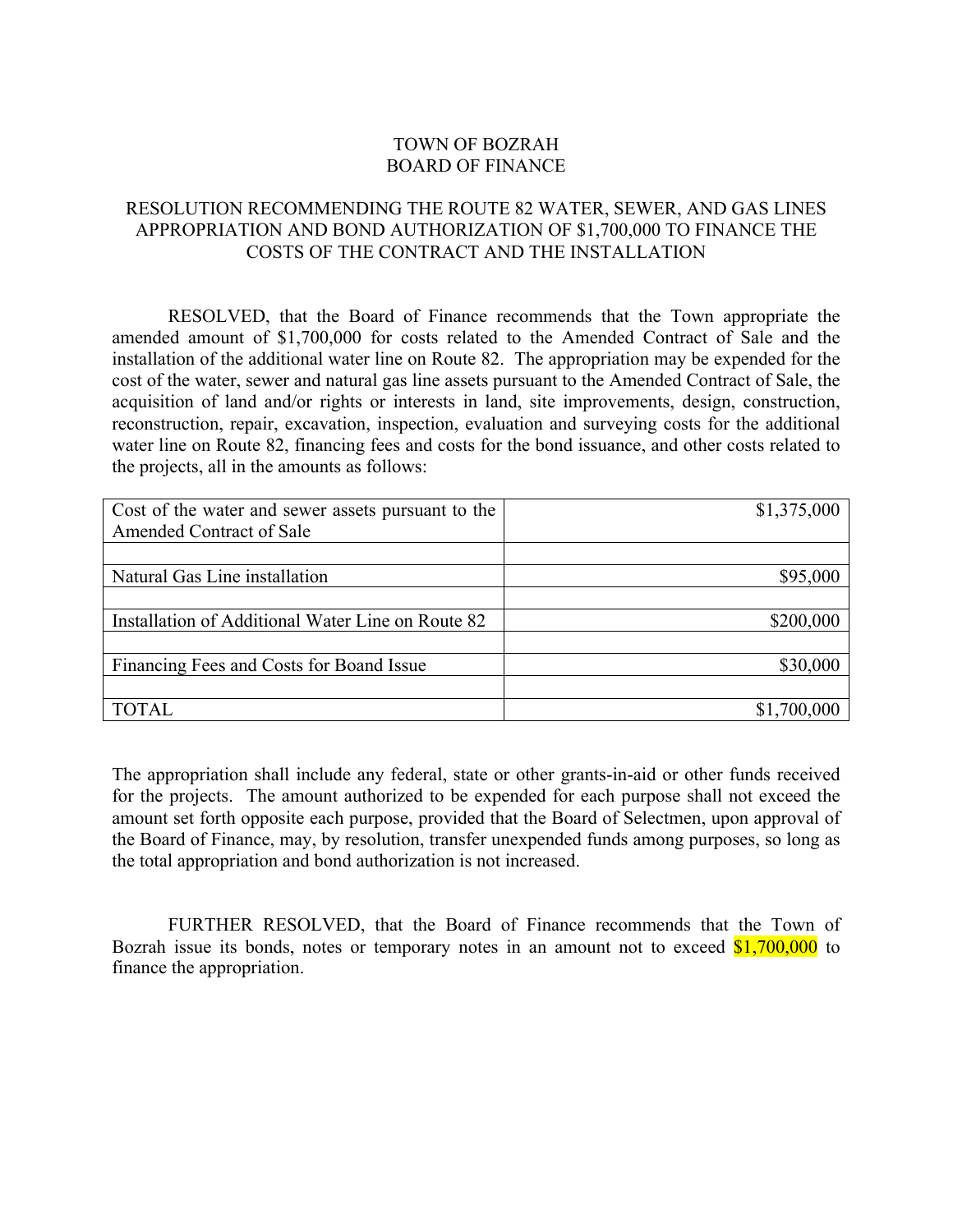TOWN OF BOZRAH
BOARD OF FINANCE

RESOLUTION RECOMMENDING THE ROUTE 82 WATER, SEWER, AND GAS LINES APPROPRIATION AND BOND AUTHORIZATION OF $1,700,000 TO FINANCE THE COSTS OF THE CONTRACT AND THE INSTALLATION

RESOLVED, that the Board of Finance recommends that the Town appropriate the amended amount of $1,700,000 for costs related to the Amended Contract of Sale and the installation of the additional water line on Route 82. The appropriation may be expended for the cost of the water, sewer and natural gas line assets pursuant to the Amended Contract of Sale, the acquisition of land and/or rights or interests in land, site improvements, design, construction, reconstruction, repair, excavation, inspection, evaluation and surveying costs for the additional water line on Route 82, financing fees and costs for the bond issuance, and other costs related to the projects, all in the amounts as follows:

| | |
|---|---|
| Cost of the water and sewer assets pursuant to the Amended Contract of Sale | $1,375,000 |
| | |
| Natural Gas Line installation | $95,000 |
| | |
| Installation of Additional Water Line on Route 82 | $200,000 |
| | |
| Financing Fees and Costs for Boand Issue | $30,000 |
| | |
| TOTAL | $1,700,000 |

The appropriation shall include any federal, state or other grants-in-aid or other funds received for the projects. The amount authorized to be expended for each purpose shall not exceed the amount set forth opposite each purpose, provided that the Board of Selectmen, upon approval of the Board of Finance, may, by resolution, transfer unexpended funds among purposes, so long as the total appropriation and bond authorization is not increased.

FURTHER RESOLVED, that the Board of Finance recommends that the Town of Bozrah issue its bonds, notes or temporary notes in an amount not to exceed $1,700,000 to finance the appropriation.